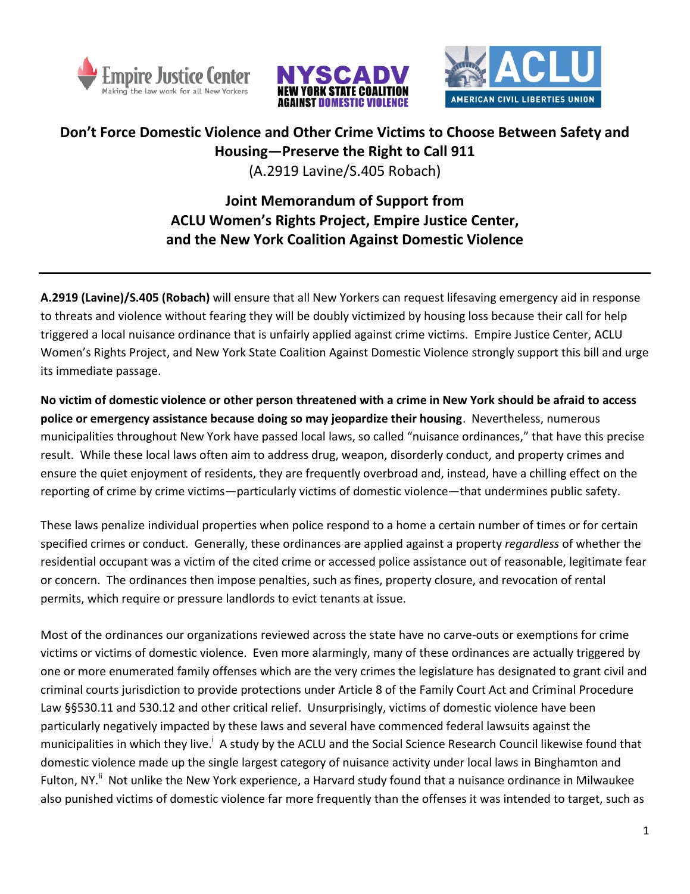# Don't Force Domestic Violence and Other Crime Victims to Choose Between Safety and Housing—Preserve the Right to Call 911

(A.2919 Lavine/S.405 Robach)

## Joint Memorandum of Support from ACLU Women's Rights Project, Empire Justice Center, and the New York Coalition Against Domestic Violence

---

**A.2919 (Lavine)/S.405 (Robach)** will ensure that all New Yorkers can request lifesaving emergency aid in response to threats and violence without fearing they will be doubly victimized by housing loss because their call for help triggered a local nuisance ordinance that is unfairly applied against crime victims. Empire Justice Center, ACLU Women's Rights Project, and New York State Coalition Against Domestic Violence strongly support this bill and urge its immediate passage.

**No victim of domestic violence or other person threatened with a crime in New York should be afraid to access police or emergency assistance because doing so may jeopardize their housing**. Nevertheless, numerous municipalities throughout New York have passed local laws, so called "nuisance ordinances," that have this precise result. While these local laws often aim to address drug, weapon, disorderly conduct, and property crimes and ensure the quiet enjoyment of residents, they are frequently overbroad and, instead, have a chilling effect on the reporting of crime by crime victims—particularly victims of domestic violence—that undermines public safety.

These laws penalize individual properties when police respond to a home a certain number of times or for certain specified crimes or conduct. Generally, these ordinances are applied against a property *regardless* of whether the residential occupant was a victim of the cited crime or accessed police assistance out of reasonable, legitimate fear or concern. The ordinances then impose penalties, such as fines, property closure, and revocation of rental permits, which require or pressure landlords to evict tenants at issue.

Most of the ordinances our organizations reviewed across the state have no carve-outs or exemptions for crime victims or victims of domestic violence. Even more alarmingly, many of these ordinances are actually triggered by one or more enumerated family offenses which are the very crimes the legislature has designated to grant civil and criminal courts jurisdiction to provide protections under Article 8 of the Family Court Act and Criminal Procedure Law §§530.11 and 530.12 and other critical relief. Unsurprisingly, victims of domestic violence have been particularly negatively impacted by these laws and several have commenced federal lawsuits against the municipalities in which they live.[i] A study by the ACLU and the Social Science Research Council likewise found that domestic violence made up the single largest category of nuisance activity under local laws in Binghamton and Fulton, NY.[ii] Not unlike the New York experience, a Harvard study found that a nuisance ordinance in Milwaukee also punished victims of domestic violence far more frequently than the offenses it was intended to target, such as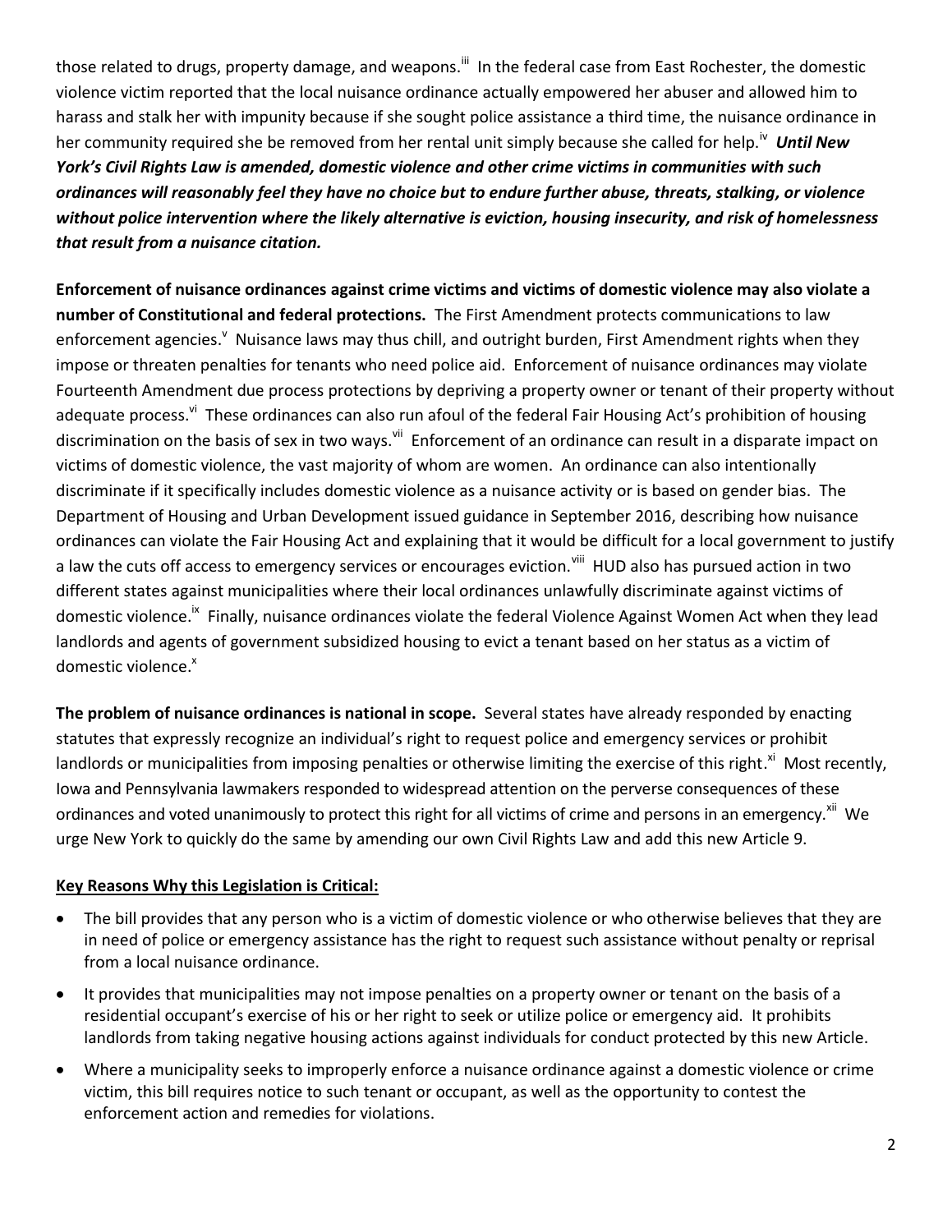those related to drugs, property damage, and weapons.[iii] In the federal case from East Rochester, the domestic violence victim reported that the local nuisance ordinance actually empowered her abuser and allowed him to harass and stalk her with impunity because if she sought police assistance a third time, the nuisance ordinance in her community required she be removed from her rental unit simply because she called for help.[iv] ***Until New York's Civil Rights Law is amended, domestic violence and other crime victims in communities with such ordinances will reasonably feel they have no choice but to endure further abuse, threats, stalking, or violence without police intervention where the likely alternative is eviction, housing insecurity, and risk of homelessness that result from a nuisance citation.***

**Enforcement of nuisance ordinances against crime victims and victims of domestic violence may also violate a number of Constitutional and federal protections.** The First Amendment protects communications to law enforcement agencies.[v] Nuisance laws may thus chill, and outright burden, First Amendment rights when they impose or threaten penalties for tenants who need police aid. Enforcement of nuisance ordinances may violate Fourteenth Amendment due process protections by depriving a property owner or tenant of their property without adequate process.[vi] These ordinances can also run afoul of the federal Fair Housing Act's prohibition of housing discrimination on the basis of sex in two ways.[vii] Enforcement of an ordinance can result in a disparate impact on victims of domestic violence, the vast majority of whom are women. An ordinance can also intentionally discriminate if it specifically includes domestic violence as a nuisance activity or is based on gender bias. The Department of Housing and Urban Development issued guidance in September 2016, describing how nuisance ordinances can violate the Fair Housing Act and explaining that it would be difficult for a local government to justify a law the cuts off access to emergency services or encourages eviction.[viii] HUD also has pursued action in two different states against municipalities where their local ordinances unlawfully discriminate against victims of domestic violence.[ix] Finally, nuisance ordinances violate the federal Violence Against Women Act when they lead landlords and agents of government subsidized housing to evict a tenant based on her status as a victim of domestic violence.[x]

**The problem of nuisance ordinances is national in scope.** Several states have already responded by enacting statutes that expressly recognize an individual's right to request police and emergency services or prohibit landlords or municipalities from imposing penalties or otherwise limiting the exercise of this right.[xi] Most recently, Iowa and Pennsylvania lawmakers responded to widespread attention on the perverse consequences of these ordinances and voted unanimously to protect this right for all victims of crime and persons in an emergency.[xii] We urge New York to quickly do the same by amending our own Civil Rights Law and add this new Article 9.

**Key Reasons Why this Legislation is Critical:**

- The bill provides that any person who is a victim of domestic violence or who otherwise believes that they are in need of police or emergency assistance has the right to request such assistance without penalty or reprisal from a local nuisance ordinance.
- It provides that municipalities may not impose penalties on a property owner or tenant on the basis of a residential occupant's exercise of his or her right to seek or utilize police or emergency aid. It prohibits landlords from taking negative housing actions against individuals for conduct protected by this new Article.
- Where a municipality seeks to improperly enforce a nuisance ordinance against a domestic violence or crime victim, this bill requires notice to such tenant or occupant, as well as the opportunity to contest the enforcement action and remedies for violations.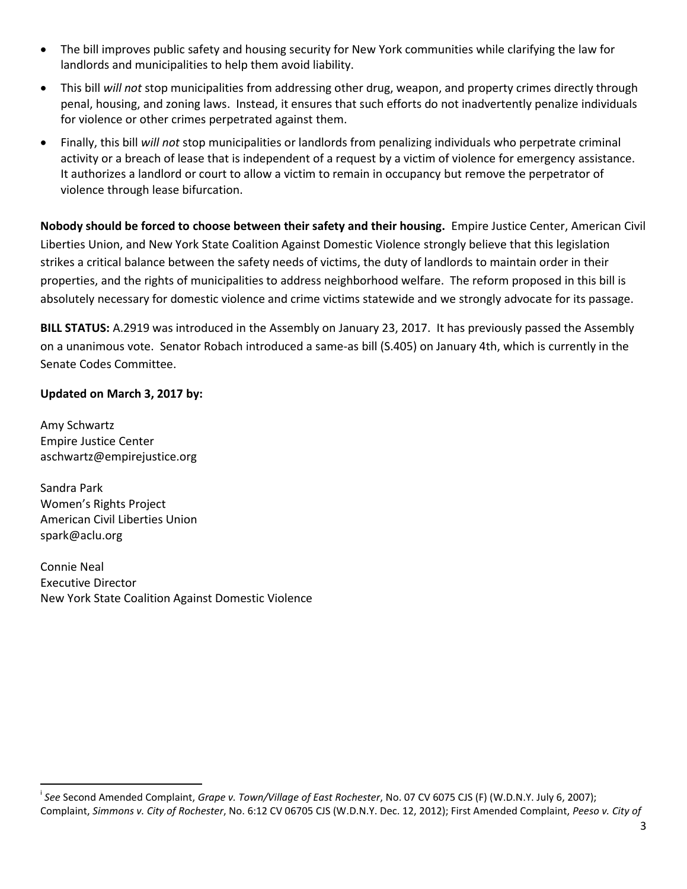- The bill improves public safety and housing security for New York communities while clarifying the law for landlords and municipalities to help them avoid liability.
- This bill *will not* stop municipalities from addressing other drug, weapon, and property crimes directly through penal, housing, and zoning laws. Instead, it ensures that such efforts do not inadvertently penalize individuals for violence or other crimes perpetrated against them.
- Finally, this bill *will not* stop municipalities or landlords from penalizing individuals who perpetrate criminal activity or a breach of lease that is independent of a request by a victim of violence for emergency assistance. It authorizes a landlord or court to allow a victim to remain in occupancy but remove the perpetrator of violence through lease bifurcation.

**Nobody should be forced to choose between their safety and their housing.** Empire Justice Center, American Civil Liberties Union, and New York State Coalition Against Domestic Violence strongly believe that this legislation strikes a critical balance between the safety needs of victims, the duty of landlords to maintain order in their properties, and the rights of municipalities to address neighborhood welfare. The reform proposed in this bill is absolutely necessary for domestic violence and crime victims statewide and we strongly advocate for its passage.

**BILL STATUS:** A.2919 was introduced in the Assembly on January 23, 2017. It has previously passed the Assembly on a unanimous vote. Senator Robach introduced a same-as bill (S.405) on January 4th, which is currently in the Senate Codes Committee.

**Updated on March 3, 2017 by:**

Amy Schwartz
Empire Justice Center
aschwartz@empirejustice.org

Sandra Park
Women's Rights Project
American Civil Liberties Union
spark@aclu.org

Connie Neal
Executive Director
New York State Coalition Against Domestic Violence

---

[i] *See* Second Amended Complaint, *Grape v. Town/Village of East Rochester*, No. 07 CV 6075 CJS (F) (W.D.N.Y. July 6, 2007); Complaint, *Simmons v. City of Rochester*, No. 6:12 CV 06705 CJS (W.D.N.Y. Dec. 12, 2012); First Amended Complaint, *Peeso v. City of*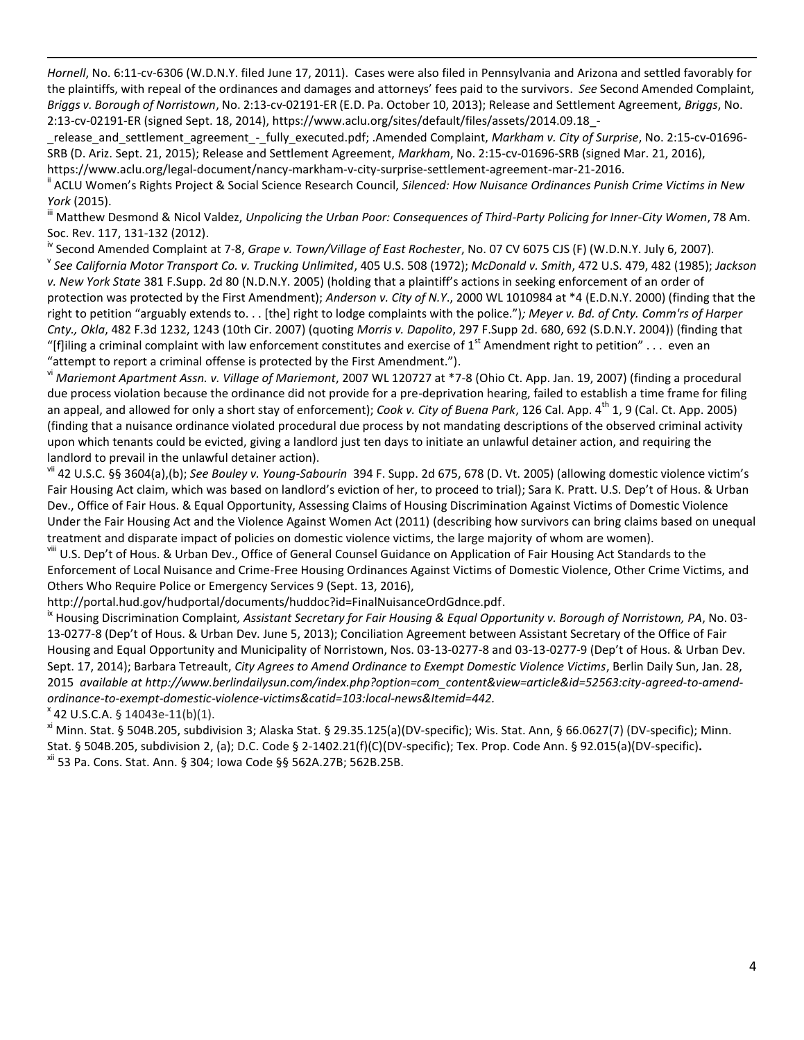*Hornell*, No. 6:11-cv-6306 (W.D.N.Y. filed June 17, 2011). Cases were also filed in Pennsylvania and Arizona and settled favorably for the plaintiffs, with repeal of the ordinances and damages and attorneys' fees paid to the survivors. *See* Second Amended Complaint, *Briggs v. Borough of Norristown*, No. 2:13-cv-02191-ER (E.D. Pa. October 10, 2013); Release and Settlement Agreement, *Briggs*, No. 2:13-cv-02191-ER (signed Sept. 18, 2014), https://www.aclu.org/sites/default/files/assets/2014.09.18_-_release_and_settlement_agreement_-_fully_executed.pdf; .Amended Complaint, *Markham v. City of Surprise*, No. 2:15-cv-01696-SRB (D. Ariz. Sept. 21, 2015); Release and Settlement Agreement, *Markham*, No. 2:15-cv-01696-SRB (signed Mar. 21, 2016), https://www.aclu.org/legal-document/nancy-markham-v-city-surprise-settlement-agreement-mar-21-2016.

[ii] ACLU Women's Rights Project & Social Science Research Council, *Silenced: How Nuisance Ordinances Punish Crime Victims in New York* (2015).

[iii] Matthew Desmond & Nicol Valdez, *Unpolicing the Urban Poor: Consequences of Third-Party Policing for Inner-City Women*, 78 Am. Soc. Rev. 117, 131-132 (2012).

[iv] Second Amended Complaint at 7-8, *Grape v. Town/Village of East Rochester*, No. 07 CV 6075 CJS (F) (W.D.N.Y. July 6, 2007).

[v] *See California Motor Transport Co. v. Trucking Unlimited*, 405 U.S. 508 (1972); *McDonald v. Smith*, 472 U.S. 479, 482 (1985); *Jackson v. New York State* 381 F.Supp. 2d 80 (N.D.N.Y. 2005) (holding that a plaintiff's actions in seeking enforcement of an order of protection was protected by the First Amendment); *Anderson v. City of N.Y.*, 2000 WL 1010984 at *4 (E.D.N.Y. 2000) (finding that the right to petition "arguably extends to. . . [the] right to lodge complaints with the police."); *Meyer v. Bd. of Cnty. Comm'rs of Harper Cnty., Okla*, 482 F.3d 1232, 1243 (10th Cir. 2007) (quoting *Morris v. Dapolito*, 297 F.Supp 2d. 680, 692 (S.D.N.Y. 2004)) (finding that "[f]iling a criminal complaint with law enforcement constitutes and exercise of 1st Amendment right to petition" . . . even an "attempt to report a criminal offense is protected by the First Amendment.").

[vi] *Mariemont Apartment Assn. v. Village of Mariemont*, 2007 WL 120727 at *7-8 (Ohio Ct. App. Jan. 19, 2007) (finding a procedural due process violation because the ordinance did not provide for a pre-deprivation hearing, failed to establish a time frame for filing an appeal, and allowed for only a short stay of enforcement); *Cook v. City of Buena Park*, 126 Cal. App. 4th 1, 9 (Cal. Ct. App. 2005) (finding that a nuisance ordinance violated procedural due process by not mandating descriptions of the observed criminal activity upon which tenants could be evicted, giving a landlord just ten days to initiate an unlawful detainer action, and requiring the landlord to prevail in the unlawful detainer action).

[vii] 42 U.S.C. §§ 3604(a),(b); *See Bouley v. Young-Sabourin* 394 F. Supp. 2d 675, 678 (D. Vt. 2005) (allowing domestic violence victim's Fair Housing Act claim, which was based on landlord's eviction of her, to proceed to trial); Sara K. Pratt. U.S. Dep't of Hous. & Urban Dev., Office of Fair Hous. & Equal Opportunity, Assessing Claims of Housing Discrimination Against Victims of Domestic Violence Under the Fair Housing Act and the Violence Against Women Act (2011) (describing how survivors can bring claims based on unequal treatment and disparate impact of policies on domestic violence victims, the large majority of whom are women).

[viii] U.S. Dep't of Hous. & Urban Dev., Office of General Counsel Guidance on Application of Fair Housing Act Standards to the Enforcement of Local Nuisance and Crime-Free Housing Ordinances Against Victims of Domestic Violence, Other Crime Victims, and Others Who Require Police or Emergency Services 9 (Sept. 13, 2016), http://portal.hud.gov/hudportal/documents/huddoc?id=FinalNuisanceOrdGdnce.pdf.

[ix] Housing Discrimination Complaint*, Assistant Secretary for Fair Housing & Equal Opportunity v. Borough of Norristown, PA*, No. 03-13-0277-8 (Dep't of Hous. & Urban Dev. June 5, 2013); Conciliation Agreement between Assistant Secretary of the Office of Fair Housing and Equal Opportunity and Municipality of Norristown, Nos. 03-13-0277-8 and 03-13-0277-9 (Dep't of Hous. & Urban Dev. Sept. 17, 2014); Barbara Tetreault, *City Agrees to Amend Ordinance to Exempt Domestic Violence Victims*, Berlin Daily Sun, Jan. 28, 2015 *available at http://www.berlindailysun.com/index.php?option=com_content&view=article&id=52563:city-agreed-to-amend-ordinance-to-exempt-domestic-violence-victims&catid=103:local-news&Itemid=442.*

[x] 42 U.S.C.A. § 14043e-11(b)(1).

[xi] Minn. Stat. § 504B.205, subdivision 3; Alaska Stat. § 29.35.125(a)(DV-specific); Wis. Stat. Ann, § 66.0627(7) (DV-specific); Minn. Stat. § 504B.205, subdivision 2, (a); D.C. Code § 2-1402.21(f)(C)(DV-specific); Tex. Prop. Code Ann. § 92.015(a)(DV-specific).

[xii] 53 Pa. Cons. Stat. Ann. § 304; Iowa Code §§ 562A.27B; 562B.25B.